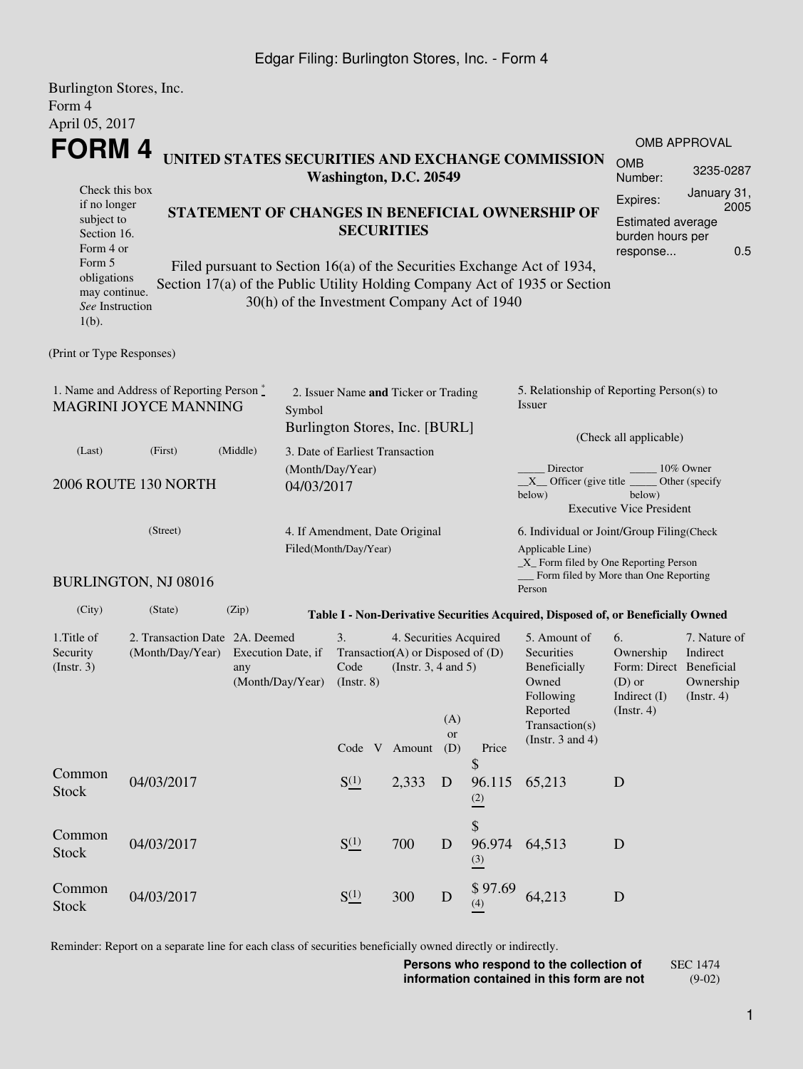Burlington Stores, Inc.
Form 4
April 05, 2017

# FORM 4

**UNITED STATES SECURITIES AND EXCHANGE COMMISSION**
**Washington, D.C. 20549**

| OMB APPROVAL | |
|---|---|
| OMB Number: | 3235-0287 |
| Expires: | January 31, 2005 |
| Estimated average burden hours per response... | 0.5 |

Check this box if no longer subject to Section 16. Form 4 or Form 5 obligations may continue. *See* Instruction 1(b).

**STATEMENT OF CHANGES IN BENEFICIAL OWNERSHIP OF SECURITIES**

Filed pursuant to Section 16(a) of the Securities Exchange Act of 1934, Section 17(a) of the Public Utility Holding Company Act of 1935 or Section 30(h) of the Investment Company Act of 1940

(Print or Type Responses)

1. Name and Address of Reporting Person *
MAGRINI JOYCE MANNING

(Last) (First) (Middle)

2006 ROUTE 130 NORTH

(Street)

BURLINGTON, NJ 08016

(City) (State) (Zip)

2. Issuer Name **and** Ticker or Trading Symbol
Burlington Stores, Inc. [BURL]

3. Date of Earliest Transaction (Month/Day/Year)
04/03/2017

4. If Amendment, Date Original Filed(Month/Day/Year)

5. Relationship of Reporting Person(s) to Issuer

(Check all applicable)

_____ Director _____ 10% Owner
__X__ Officer (give title below) _____ Other (specify below)
Executive Vice President

6. Individual or Joint/Group Filing(Check Applicable Line)
_X_ Form filed by One Reporting Person
___ Form filed by More than One Reporting Person

**Table I - Non-Derivative Securities Acquired, Disposed of, or Beneficially Owned**

| 1.Title of Security (Instr. 3) | 2. Transaction Date (Month/Day/Year) | 2A. Deemed Execution Date, if any (Month/Day/Year) | 3. Transaction Code (Instr. 8) | | 4. Securities Acquired (A) or Disposed of (D) (Instr. 3, 4 and 5) | | | 5. Amount of Securities Beneficially Owned Following Reported Transaction(s) (Instr. 3 and 4) | 6. Ownership Form: Direct (D) or Indirect (I) (Instr. 4) | 7. Nature of Indirect Beneficial Ownership (Instr. 4) |
|---|---|---|---|---|---|---|---|---|---|---|
| | | | Code | V | Amount | (A) or (D) | Price | | | |
| Common Stock | 04/03/2017 | | S (1) | | 2,333 | D | $ 96.115 (2) | 65,213 | D | |
| Common Stock | 04/03/2017 | | S (1) | | 700 | D | $ 96.974 (3) | 64,513 | D | |
| Common Stock | 04/03/2017 | | S (1) | | 300 | D | $ 97.69 (4) | 64,213 | D | |

Reminder: Report on a separate line for each class of securities beneficially owned directly or indirectly.

**Persons who respond to the collection of information contained in this form are not** SEC 1474 (9-02)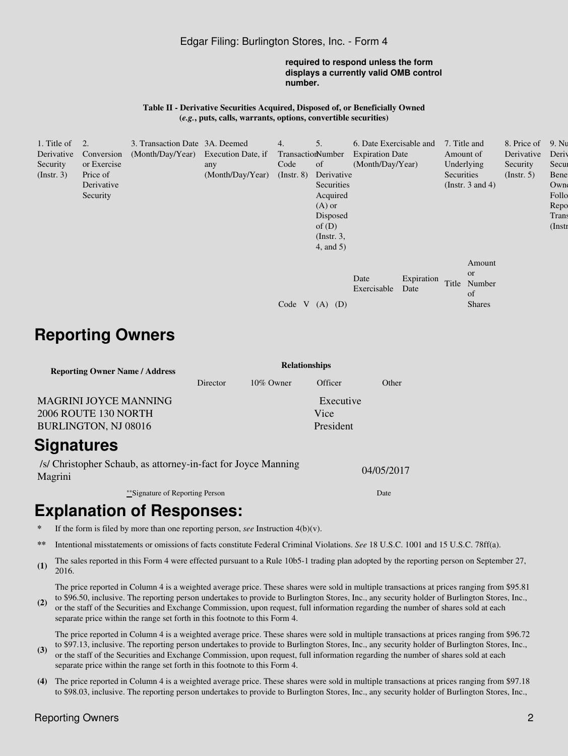required to respond unless the form displays a currently valid OMB control number.

**Table II - Derivative Securities Acquired, Disposed of, or Beneficially Owned (*e.g.*, puts, calls, warrants, options, convertible securities)**

| 1. Title of Derivative Security (Instr. 3) | 2. Conversion or Exercise Price of Derivative Security | 3. Transaction Date (Month/Day/Year) | 3A. Deemed Execution Date, if any (Month/Day/Year) | 4. Transaction Code (Instr. 8) | | 5. Number of Derivative Securities Acquired (A) or Disposed of (D) (Instr. 3, 4, and 5) | | 6. Date Exercisable and Expiration Date (Month/Day/Year) | | 7. Title and Amount of Underlying Securities (Instr. 3 and 4) | | 8. Price of Derivative Security (Instr. 5) | 9. Nu Deriv Secur Bene Own Follo Repo Trans (Instr |
|---|---|---|---|---|---|---|---|---|---|---|---|---|---|
| | | | | Code | V | (A) | (D) | Date Exercisable | Expiration Date | Title | Amount or Number of Shares | | |

## Reporting Owners

| Reporting Owner Name / Address | Relationships | | | |
|---|---|---|---|---|
| | Director | 10% Owner | Officer | Other |
| MAGRINI JOYCE MANNING<br>2006 ROUTE 130 NORTH<br>BURLINGTON, NJ 08016 | | | Executive Vice President | |

## Signatures

| /s/ Christopher Schaub, as attorney-in-fact for Joyce Manning Magrini | 04/05/2017 |
|---|---|
| **Signature of Reporting Person | Date |

## Explanation of Responses:

\* If the form is filed by more than one reporting person, *see* Instruction 4(b)(v).

\*\* Intentional misstatements or omissions of facts constitute Federal Criminal Violations. *See* 18 U.S.C. 1001 and 15 U.S.C. 78ff(a).

**(1)** The sales reported in this Form 4 were effected pursuant to a Rule 10b5-1 trading plan adopted by the reporting person on September 27, 2016.

**(2)** The price reported in Column 4 is a weighted average price. These shares were sold in multiple transactions at prices ranging from $95.81 to $96.50, inclusive. The reporting person undertakes to provide to Burlington Stores, Inc., any security holder of Burlington Stores, Inc., or the staff of the Securities and Exchange Commission, upon request, full information regarding the number of shares sold at each separate price within the range set forth in this footnote to this Form 4.

**(3)** The price reported in Column 4 is a weighted average price. These shares were sold in multiple transactions at prices ranging from $96.72 to $97.13, inclusive. The reporting person undertakes to provide to Burlington Stores, Inc., any security holder of Burlington Stores, Inc., or the staff of the Securities and Exchange Commission, upon request, full information regarding the number of shares sold at each separate price within the range set forth in this footnote to this Form 4.

**(4)** The price reported in Column 4 is a weighted average price. These shares were sold in multiple transactions at prices ranging from $97.18 to $98.03, inclusive. The reporting person undertakes to provide to Burlington Stores, Inc., any security holder of Burlington Stores, Inc.,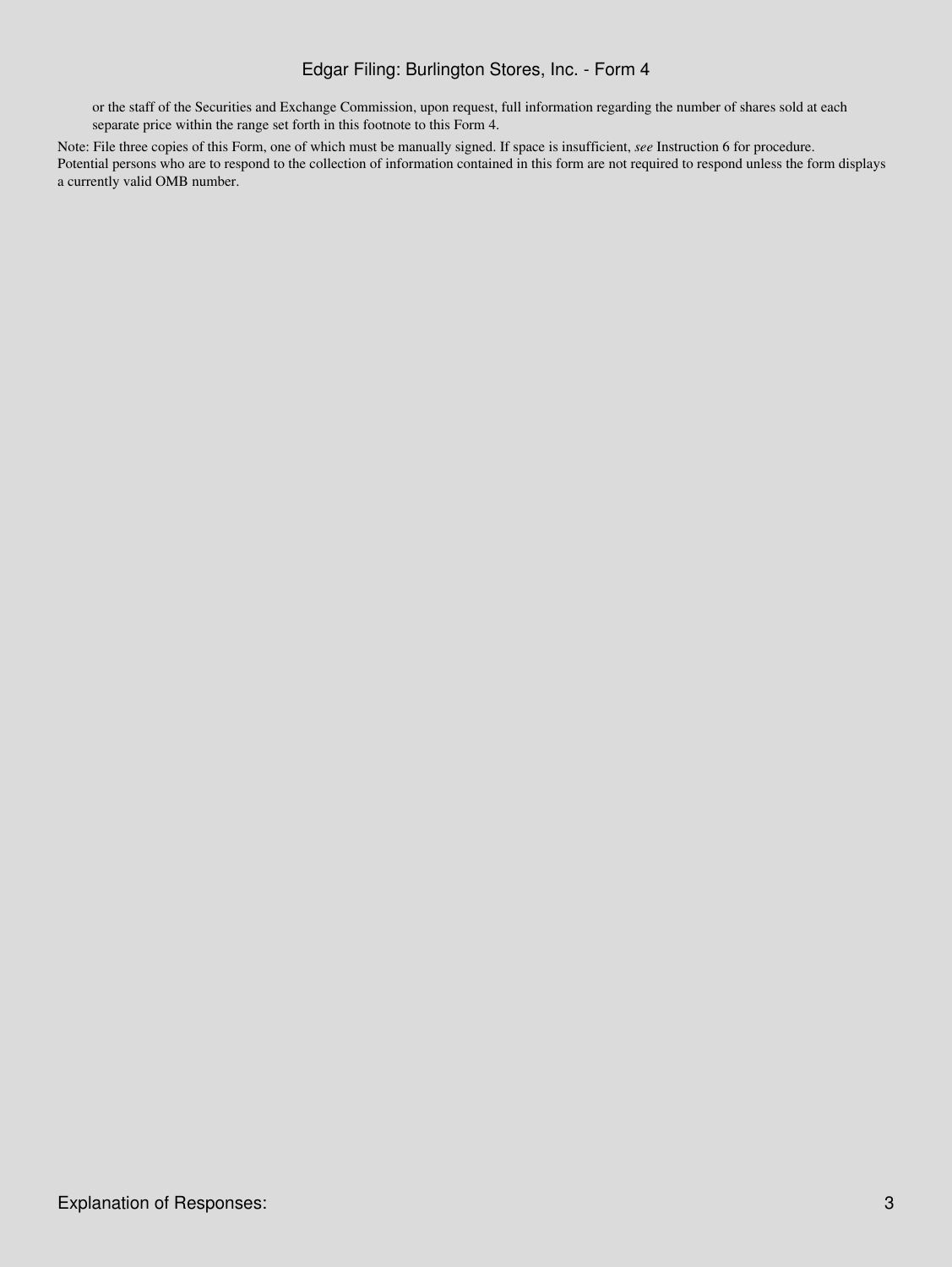or the staff of the Securities and Exchange Commission, upon request, full information regarding the number of shares sold at each separate price within the range set forth in this footnote to this Form 4.

Note: File three copies of this Form, one of which must be manually signed. If space is insufficient, *see* Instruction 6 for procedure.

Potential persons who are to respond to the collection of information contained in this form are not required to respond unless the form displays a currently valid OMB number.